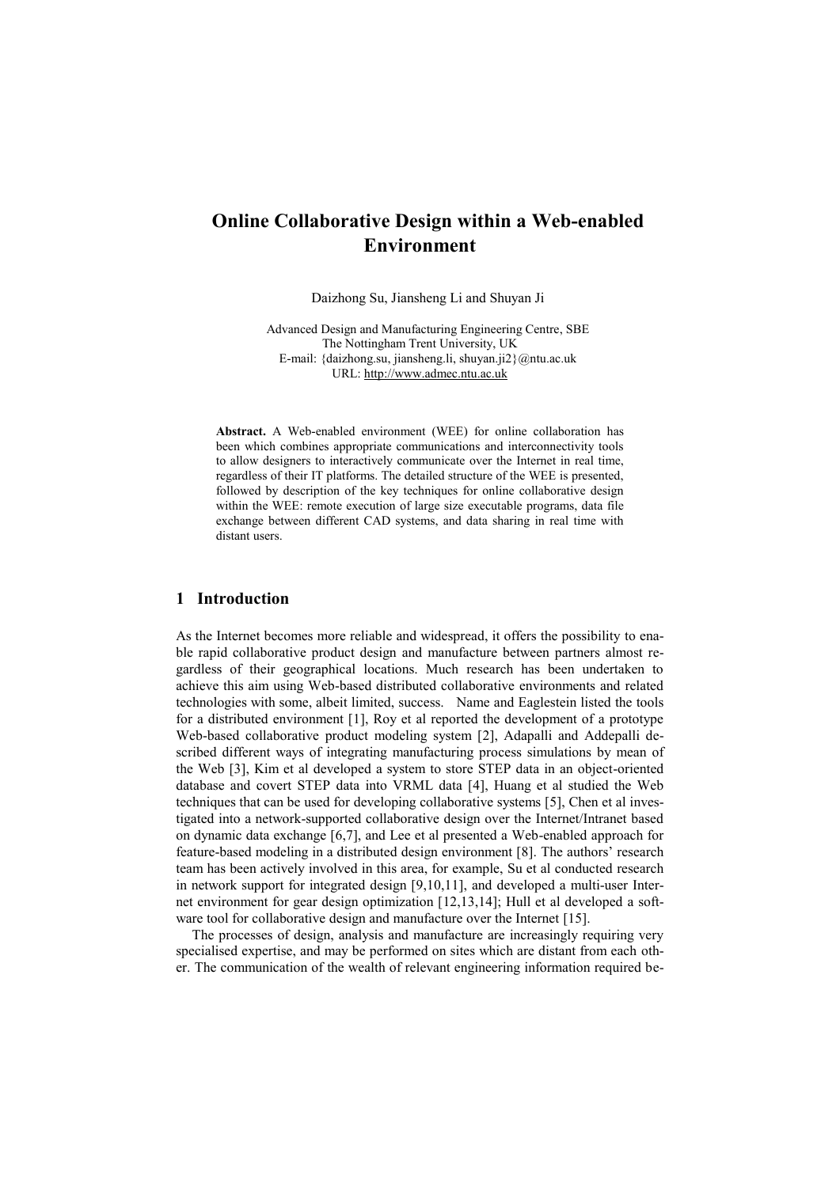# Online Collaborative Design within a Web-enabled Environment

Daizhong Su, Jiansheng Li and Shuyan Ji

Advanced Design and Manufacturing Engineering Centre, SBE
The Nottingham Trent University, UK
E-mail: {daizhong.su, jiansheng.li, shuyan.ji2}@ntu.ac.uk
URL: http://www.admec.ntu.ac.uk

**Abstract.** A Web-enabled environment (WEE) for online collaboration has been which combines appropriate communications and interconnectivity tools to allow designers to interactively communicate over the Internet in real time, regardless of their IT platforms. The detailed structure of the WEE is presented, followed by description of the key techniques for online collaborative design within the WEE: remote execution of large size executable programs, data file exchange between different CAD systems, and data sharing in real time with distant users.

## 1 Introduction

As the Internet becomes more reliable and widespread, it offers the possibility to enable rapid collaborative product design and manufacture between partners almost regardless of their geographical locations. Much research has been undertaken to achieve this aim using Web-based distributed collaborative environments and related technologies with some, albeit limited, success. Name and Eaglestein listed the tools for a distributed environment [1], Roy et al reported the development of a prototype Web-based collaborative product modeling system [2], Adapalli and Addepalli described different ways of integrating manufacturing process simulations by mean of the Web [3], Kim et al developed a system to store STEP data in an object-oriented database and covert STEP data into VRML data [4], Huang et al studied the Web techniques that can be used for developing collaborative systems [5], Chen et al investigated into a network-supported collaborative design over the Internet/Intranet based on dynamic data exchange [6,7], and Lee et al presented a Web-enabled approach for feature-based modeling in a distributed design environment [8]. The authors' research team has been actively involved in this area, for example, Su et al conducted research in network support for integrated design [9,10,11], and developed a multi-user Internet environment for gear design optimization [12,13,14]; Hull et al developed a software tool for collaborative design and manufacture over the Internet [15].

The processes of design, analysis and manufacture are increasingly requiring very specialised expertise, and may be performed on sites which are distant from each other. The communication of the wealth of relevant engineering information required be-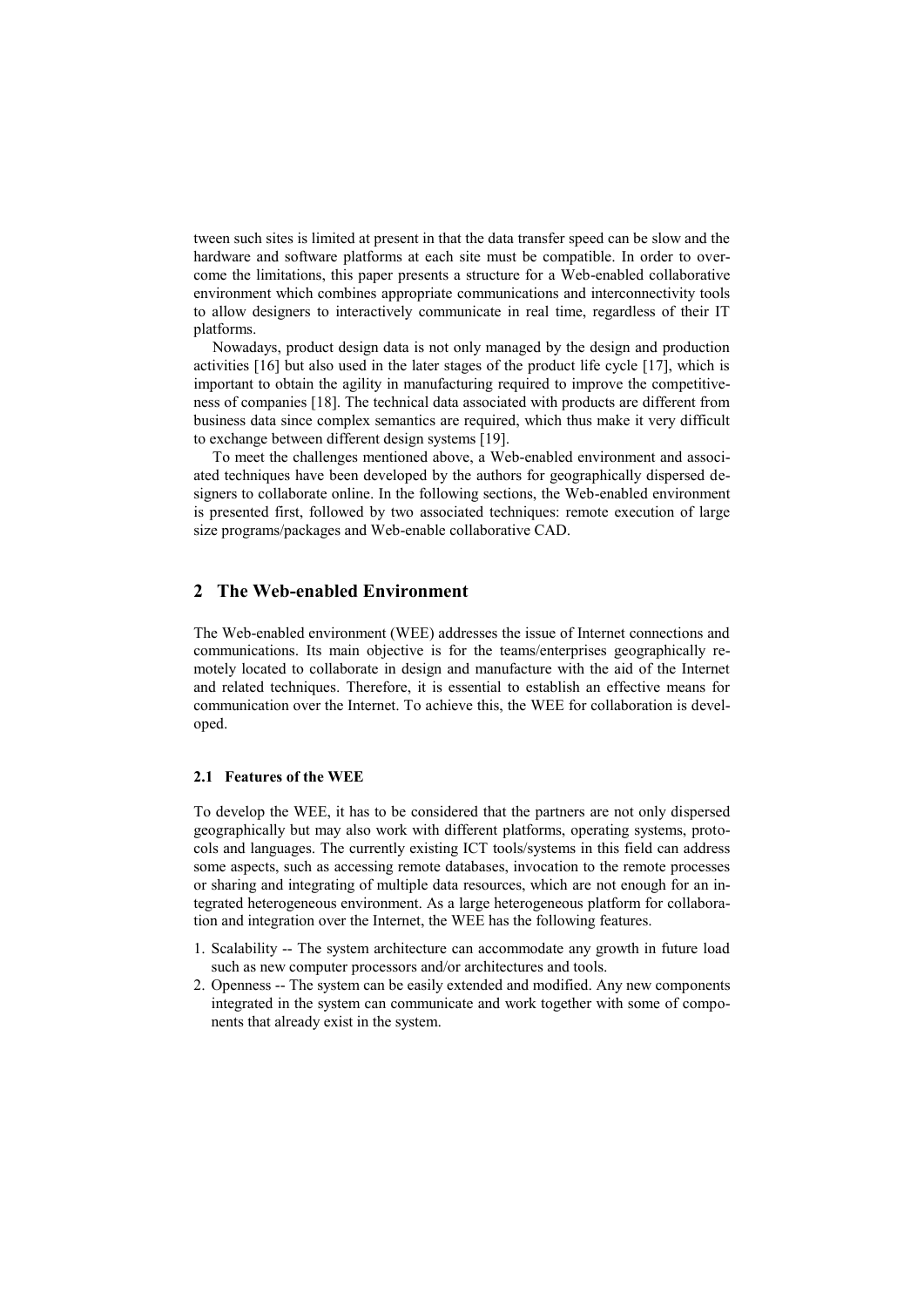tween such sites is limited at present in that the data transfer speed can be slow and the hardware and software platforms at each site must be compatible. In order to overcome the limitations, this paper presents a structure for a Web-enabled collaborative environment which combines appropriate communications and interconnectivity tools to allow designers to interactively communicate in real time, regardless of their IT platforms.

Nowadays, product design data is not only managed by the design and production activities [16] but also used in the later stages of the product life cycle [17], which is important to obtain the agility in manufacturing required to improve the competitiveness of companies [18]. The technical data associated with products are different from business data since complex semantics are required, which thus make it very difficult to exchange between different design systems [19].

To meet the challenges mentioned above, a Web-enabled environment and associated techniques have been developed by the authors for geographically dispersed designers to collaborate online. In the following sections, the Web-enabled environment is presented first, followed by two associated techniques: remote execution of large size programs/packages and Web-enable collaborative CAD.

## 2 The Web-enabled Environment

The Web-enabled environment (WEE) addresses the issue of Internet connections and communications. Its main objective is for the teams/enterprises geographically remotely located to collaborate in design and manufacture with the aid of the Internet and related techniques. Therefore, it is essential to establish an effective means for communication over the Internet. To achieve this, the WEE for collaboration is developed.

### 2.1 Features of the WEE

To develop the WEE, it has to be considered that the partners are not only dispersed geographically but may also work with different platforms, operating systems, protocols and languages. The currently existing ICT tools/systems in this field can address some aspects, such as accessing remote databases, invocation to the remote processes or sharing and integrating of multiple data resources, which are not enough for an integrated heterogeneous environment. As a large heterogeneous platform for collaboration and integration over the Internet, the WEE has the following features.

1. Scalability -- The system architecture can accommodate any growth in future load such as new computer processors and/or architectures and tools.
2. Openness -- The system can be easily extended and modified. Any new components integrated in the system can communicate and work together with some of components that already exist in the system.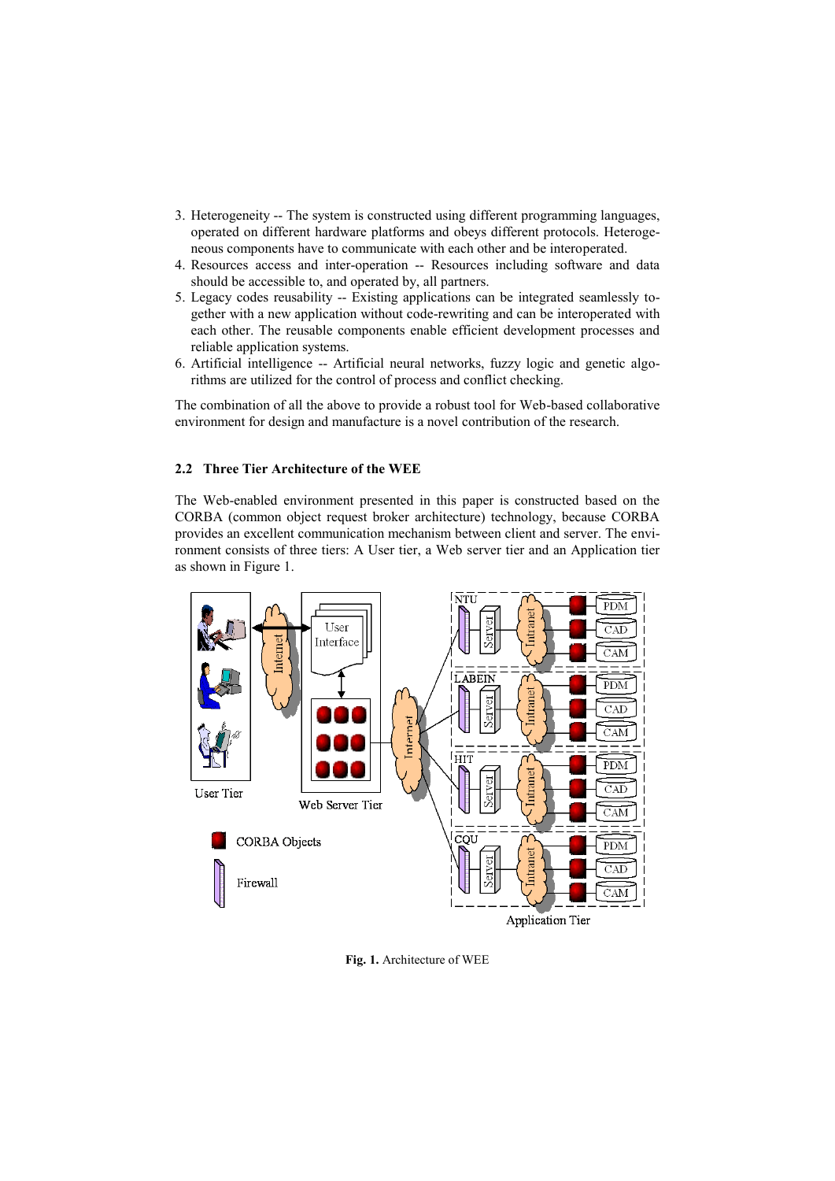3. Heterogeneity -- The system is constructed using different programming languages, operated on different hardware platforms and obeys different protocols. Heterogeneous components have to communicate with each other and be interoperated.
4. Resources access and inter-operation -- Resources including software and data should be accessible to, and operated by, all partners.
5. Legacy codes reusability -- Existing applications can be integrated seamlessly together with a new application without code-rewriting and can be interoperated with each other. The reusable components enable efficient development processes and reliable application systems.
6. Artificial intelligence -- Artificial neural networks, fuzzy logic and genetic algorithms are utilized for the control of process and conflict checking.

The combination of all the above to provide a robust tool for Web-based collaborative environment for design and manufacture is a novel contribution of the research.

### 2.2 Three Tier Architecture of the WEE

The Web-enabled environment presented in this paper is constructed based on the CORBA (common object request broker architecture) technology, because CORBA provides an excellent communication mechanism between client and server. The environment consists of three tiers: A User tier, a Web server tier and an Application tier as shown in Figure 1.

**Fig. 1.** Architecture of WEE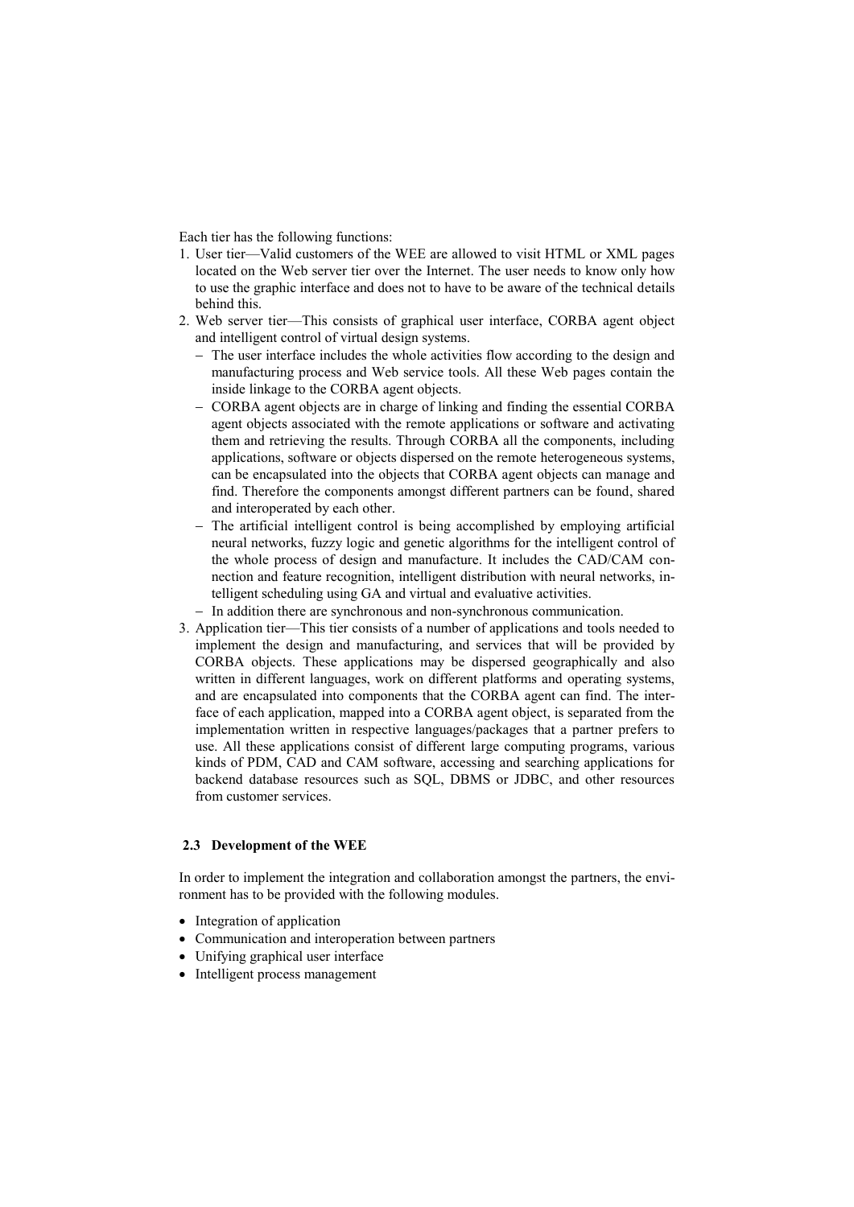Each tier has the following functions:

1. User tier—Valid customers of the WEE are allowed to visit HTML or XML pages located on the Web server tier over the Internet. The user needs to know only how to use the graphic interface and does not to have to be aware of the technical details behind this.
2. Web server tier—This consists of graphical user interface, CORBA agent object and intelligent control of virtual design systems.
   - The user interface includes the whole activities flow according to the design and manufacturing process and Web service tools. All these Web pages contain the inside linkage to the CORBA agent objects.
   - CORBA agent objects are in charge of linking and finding the essential CORBA agent objects associated with the remote applications or software and activating them and retrieving the results. Through CORBA all the components, including applications, software or objects dispersed on the remote heterogeneous systems, can be encapsulated into the objects that CORBA agent objects can manage and find. Therefore the components amongst different partners can be found, shared and interoperated by each other.
   - The artificial intelligent control is being accomplished by employing artificial neural networks, fuzzy logic and genetic algorithms for the intelligent control of the whole process of design and manufacture. It includes the CAD/CAM connection and feature recognition, intelligent distribution with neural networks, intelligent scheduling using GA and virtual and evaluative activities.
   - In addition there are synchronous and non-synchronous communication.
3. Application tier—This tier consists of a number of applications and tools needed to implement the design and manufacturing, and services that will be provided by CORBA objects. These applications may be dispersed geographically and also written in different languages, work on different platforms and operating systems, and are encapsulated into components that the CORBA agent can find. The interface of each application, mapped into a CORBA agent object, is separated from the implementation written in respective languages/packages that a partner prefers to use. All these applications consist of different large computing programs, various kinds of PDM, CAD and CAM software, accessing and searching applications for backend database resources such as SQL, DBMS or JDBC, and other resources from customer services.

### 2.3 Development of the WEE

In order to implement the integration and collaboration amongst the partners, the environment has to be provided with the following modules.

- Integration of application
- Communication and interoperation between partners
- Unifying graphical user interface
- Intelligent process management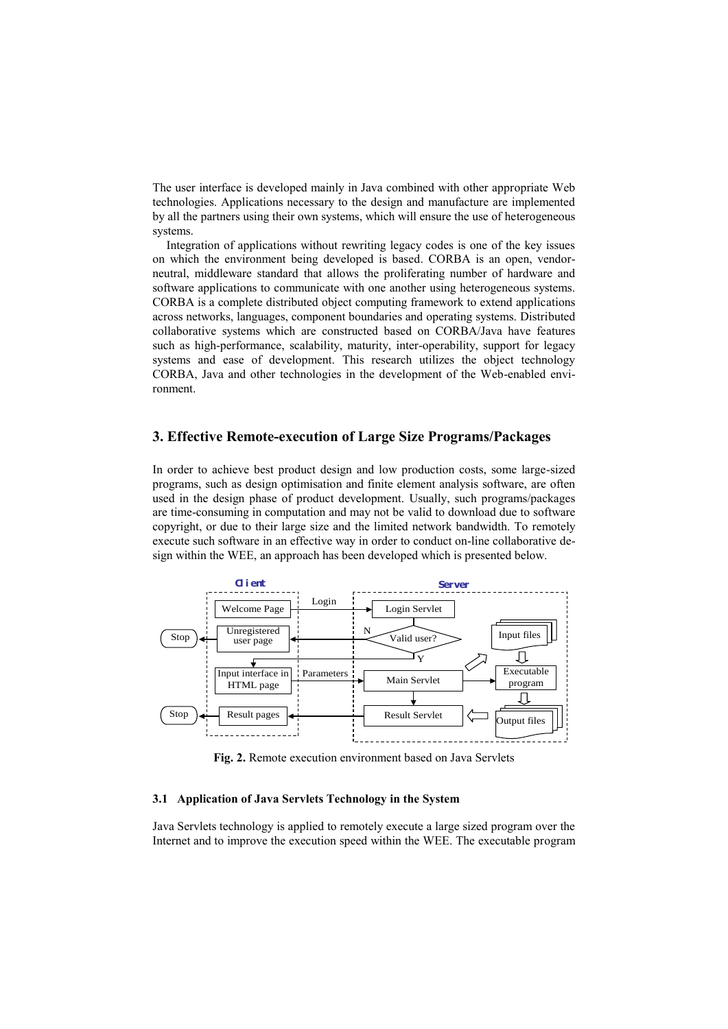The user interface is developed mainly in Java combined with other appropriate Web technologies. Applications necessary to the design and manufacture are implemented by all the partners using their own systems, which will ensure the use of heterogeneous systems.

Integration of applications without rewriting legacy codes is one of the key issues on which the environment being developed is based. CORBA is an open, vendor-neutral, middleware standard that allows the proliferating number of hardware and software applications to communicate with one another using heterogeneous systems. CORBA is a complete distributed object computing framework to extend applications across networks, languages, component boundaries and operating systems. Distributed collaborative systems which are constructed based on CORBA/Java have features such as high-performance, scalability, maturity, inter-operability, support for legacy systems and ease of development. This research utilizes the object technology CORBA, Java and other technologies in the development of the Web-enabled environment.

## 3. Effective Remote-execution of Large Size Programs/Packages

In order to achieve best product design and low production costs, some large-sized programs, such as design optimisation and finite element analysis software, are often used in the design phase of product development. Usually, such programs/packages are time-consuming in computation and may not be valid to download due to software copyright, or due to their large size and the limited network bandwidth. To remotely execute such software in an effective way in order to conduct on-line collaborative design within the WEE, an approach has been developed which is presented below.

**Fig. 2.** Remote execution environment based on Java Servlets

### 3.1 Application of Java Servlets Technology in the System

Java Servlets technology is applied to remotely execute a large sized program over the Internet and to improve the execution speed within the WEE. The executable program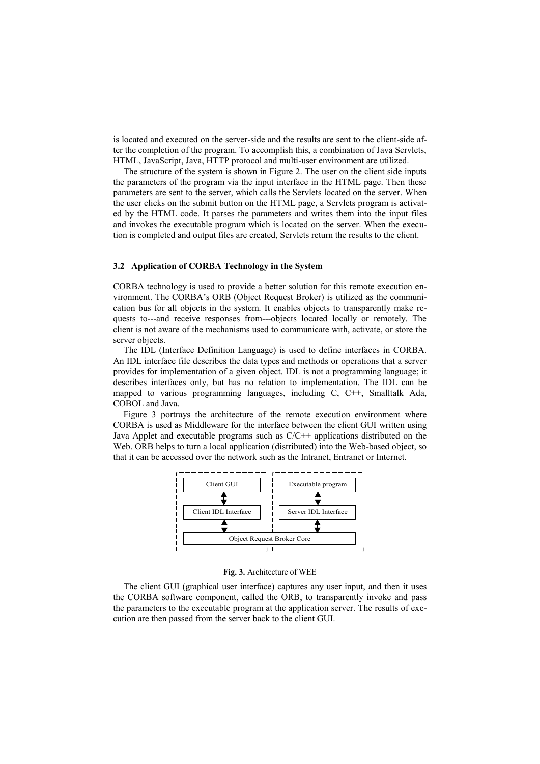is located and executed on the server-side and the results are sent to the client-side after the completion of the program. To accomplish this, a combination of Java Servlets, HTML, JavaScript, Java, HTTP protocol and multi-user environment are utilized.

The structure of the system is shown in Figure 2. The user on the client side inputs the parameters of the program via the input interface in the HTML page. Then these parameters are sent to the server, which calls the Servlets located on the server. When the user clicks on the submit button on the HTML page, a Servlets program is activated by the HTML code. It parses the parameters and writes them into the input files and invokes the executable program which is located on the server. When the execution is completed and output files are created, Servlets return the results to the client.

### 3.2 Application of CORBA Technology in the System

CORBA technology is used to provide a better solution for this remote execution environment. The CORBA's ORB (Object Request Broker) is utilized as the communication bus for all objects in the system. It enables objects to transparently make requests to---and receive responses from---objects located locally or remotely. The client is not aware of the mechanisms used to communicate with, activate, or store the server objects.

The IDL (Interface Definition Language) is used to define interfaces in CORBA. An IDL interface file describes the data types and methods or operations that a server provides for implementation of a given object. IDL is not a programming language; it describes interfaces only, but has no relation to implementation. The IDL can be mapped to various programming languages, including C, C++, Smalltalk Ada, COBOL and Java.

Figure 3 portrays the architecture of the remote execution environment where CORBA is used as Middleware for the interface between the client GUI written using Java Applet and executable programs such as C/C++ applications distributed on the Web. ORB helps to turn a local application (distributed) into the Web-based object, so that it can be accessed over the network such as the Intranet, Entranet or Internet.

| Client side | Server side |
|---|---|
| Client GUI | Executable program |
| ↕ | ↕ |
| Client IDL Interface | Server IDL Interface |
| ↕ | ↕ |
| Object Request Broker Core | |

**Fig. 3.** Architecture of WEE

The client GUI (graphical user interface) captures any user input, and then it uses the CORBA software component, called the ORB, to transparently invoke and pass the parameters to the executable program at the application server. The results of execution are then passed from the server back to the client GUI.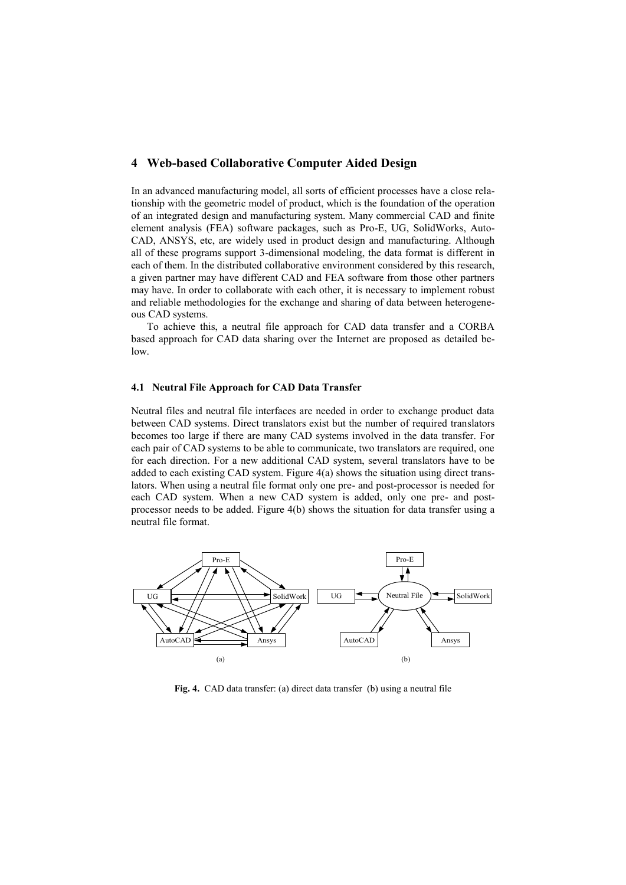## 4 Web-based Collaborative Computer Aided Design

In an advanced manufacturing model, all sorts of efficient processes have a close relationship with the geometric model of product, which is the foundation of the operation of an integrated design and manufacturing system. Many commercial CAD and finite element analysis (FEA) software packages, such as Pro-E, UG, SolidWorks, AutoCAD, ANSYS, etc, are widely used in product design and manufacturing. Although all of these programs support 3-dimensional modeling, the data format is different in each of them. In the distributed collaborative environment considered by this research, a given partner may have different CAD and FEA software from those other partners may have. In order to collaborate with each other, it is necessary to implement robust and reliable methodologies for the exchange and sharing of data between heterogeneous CAD systems.

To achieve this, a neutral file approach for CAD data transfer and a CORBA based approach for CAD data sharing over the Internet are proposed as detailed below.

### 4.1 Neutral File Approach for CAD Data Transfer

Neutral files and neutral file interfaces are needed in order to exchange product data between CAD systems. Direct translators exist but the number of required translators becomes too large if there are many CAD systems involved in the data transfer. For each pair of CAD systems to be able to communicate, two translators are required, one for each direction. For a new additional CAD system, several translators have to be added to each existing CAD system. Figure 4(a) shows the situation using direct translators. When using a neutral file format only one pre- and post-processor is needed for each CAD system. When a new CAD system is added, only one pre- and post-processor needs to be added. Figure 4(b) shows the situation for data transfer using a neutral file format.

**Fig. 4.** CAD data transfer: (a) direct data transfer (b) using a neutral file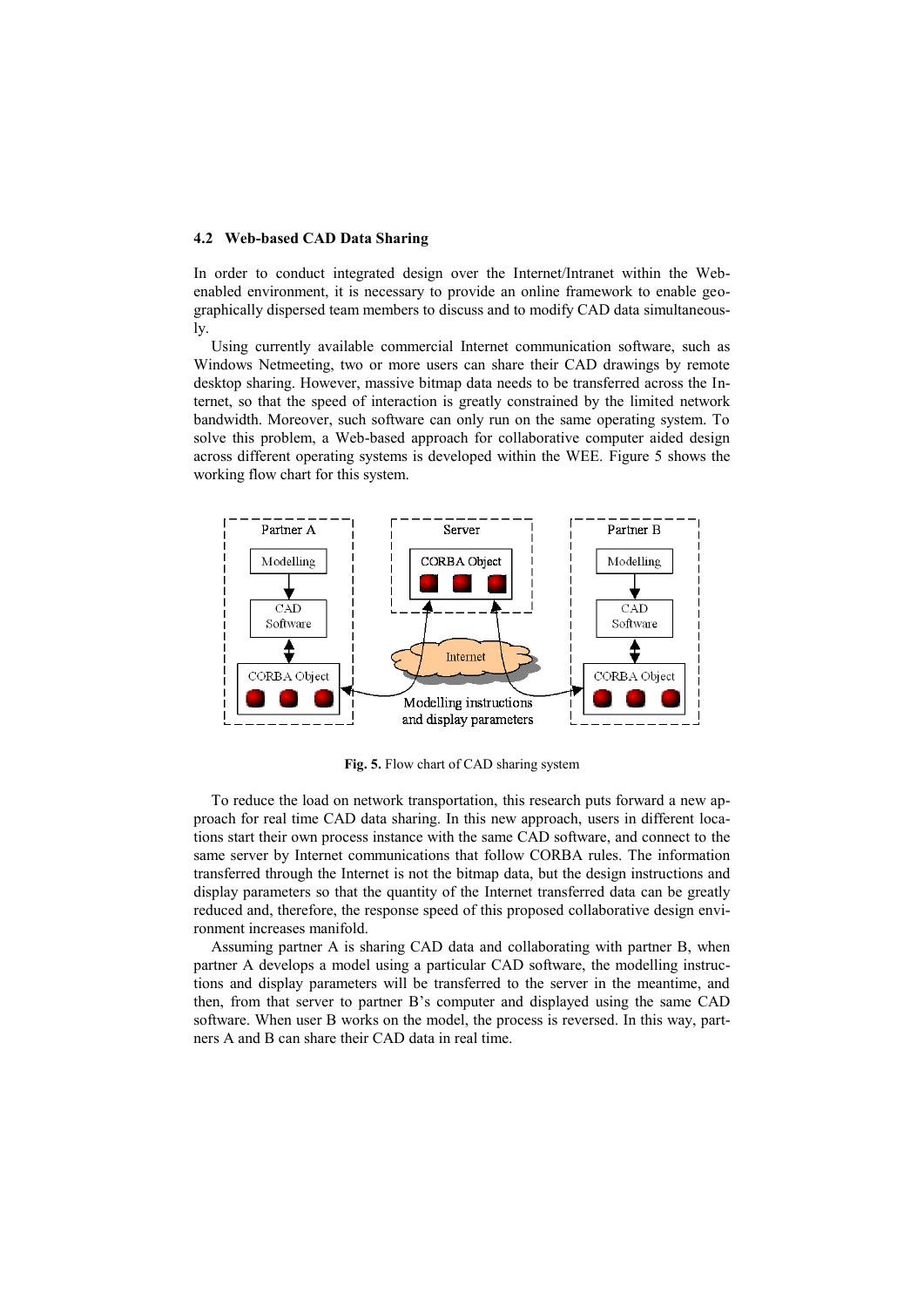### 4.2 Web-based CAD Data Sharing

In order to conduct integrated design over the Internet/Intranet within the Web-enabled environment, it is necessary to provide an online framework to enable geographically dispersed team members to discuss and to modify CAD data simultaneously.

Using currently available commercial Internet communication software, such as Windows Netmeeting, two or more users can share their CAD drawings by remote desktop sharing. However, massive bitmap data needs to be transferred across the Internet, so that the speed of interaction is greatly constrained by the limited network bandwidth. Moreover, such software can only run on the same operating system. To solve this problem, a Web-based approach for collaborative computer aided design across different operating systems is developed within the WEE. Figure 5 shows the working flow chart for this system.

**Fig. 5.** Flow chart of CAD sharing system

To reduce the load on network transportation, this research puts forward a new approach for real time CAD data sharing. In this new approach, users in different locations start their own process instance with the same CAD software, and connect to the same server by Internet communications that follow CORBA rules. The information transferred through the Internet is not the bitmap data, but the design instructions and display parameters so that the quantity of the Internet transferred data can be greatly reduced and, therefore, the response speed of this proposed collaborative design environment increases manifold.

Assuming partner A is sharing CAD data and collaborating with partner B, when partner A develops a model using a particular CAD software, the modelling instructions and display parameters will be transferred to the server in the meantime, and then, from that server to partner B's computer and displayed using the same CAD software. When user B works on the model, the process is reversed. In this way, partners A and B can share their CAD data in real time.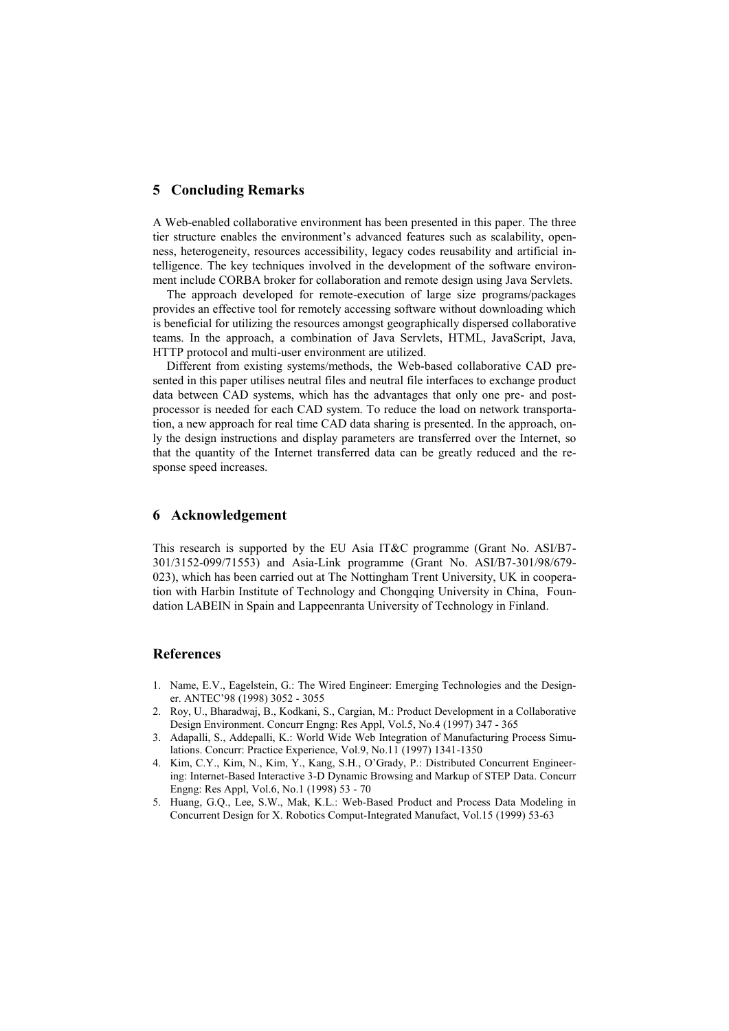## 5 Concluding Remarks

A Web-enabled collaborative environment has been presented in this paper. The three tier structure enables the environment's advanced features such as scalability, openness, heterogeneity, resources accessibility, legacy codes reusability and artificial intelligence. The key techniques involved in the development of the software environment include CORBA broker for collaboration and remote design using Java Servlets.

The approach developed for remote-execution of large size programs/packages provides an effective tool for remotely accessing software without downloading which is beneficial for utilizing the resources amongst geographically dispersed collaborative teams. In the approach, a combination of Java Servlets, HTML, JavaScript, Java, HTTP protocol and multi-user environment are utilized.

Different from existing systems/methods, the Web-based collaborative CAD presented in this paper utilises neutral files and neutral file interfaces to exchange product data between CAD systems, which has the advantages that only one pre- and post-processor is needed for each CAD system. To reduce the load on network transportation, a new approach for real time CAD data sharing is presented. In the approach, only the design instructions and display parameters are transferred over the Internet, so that the quantity of the Internet transferred data can be greatly reduced and the response speed increases.

## 6 Acknowledgement

This research is supported by the EU Asia IT&C programme (Grant No. ASI/B7-301/3152-099/71553) and Asia-Link programme (Grant No. ASI/B7-301/98/679-023), which has been carried out at The Nottingham Trent University, UK in cooperation with Harbin Institute of Technology and Chongqing University in China, Foundation LABEIN in Spain and Lappeenranta University of Technology in Finland.

## References

1. Name, E.V., Eagelstein, G.: The Wired Engineer: Emerging Technologies and the Designer. ANTEC'98 (1998) 3052 - 3055
2. Roy, U., Bharadwaj, B., Kodkani, S., Cargian, M.: Product Development in a Collaborative Design Environment. Concurr Engng: Res Appl, Vol.5, No.4 (1997) 347 - 365
3. Adapalli, S., Addepalli, K.: World Wide Web Integration of Manufacturing Process Simulations. Concurr: Practice Experience, Vol.9, No.11 (1997) 1341-1350
4. Kim, C.Y., Kim, N., Kim, Y., Kang, S.H., O'Grady, P.: Distributed Concurrent Engineering: Internet-Based Interactive 3-D Dynamic Browsing and Markup of STEP Data. Concurr Engng: Res Appl, Vol.6, No.1 (1998) 53 - 70
5. Huang, G.Q., Lee, S.W., Mak, K.L.: Web-Based Product and Process Data Modeling in Concurrent Design for X. Robotics Comput-Integrated Manufact, Vol.15 (1999) 53-63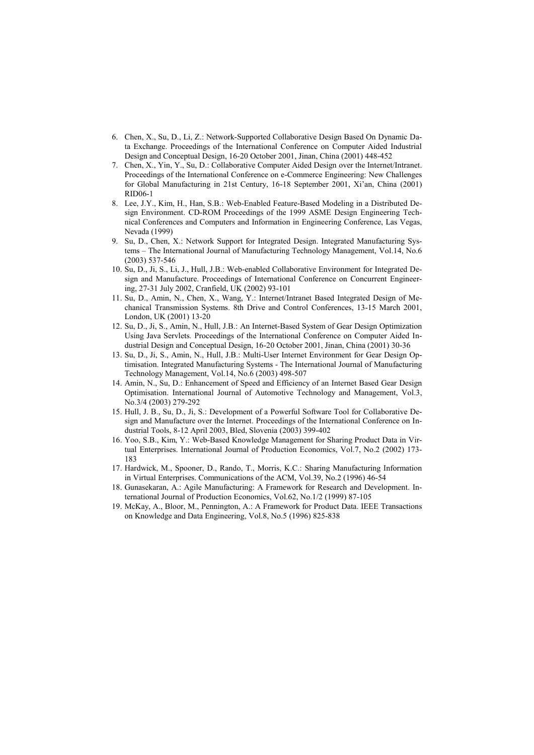6. Chen, X., Su, D., Li, Z.: Network-Supported Collaborative Design Based On Dynamic Data Exchange. Proceedings of the International Conference on Computer Aided Industrial Design and Conceptual Design, 16-20 October 2001, Jinan, China (2001) 448-452
7. Chen, X., Yin, Y., Su, D.: Collaborative Computer Aided Design over the Internet/Intranet. Proceedings of the International Conference on e-Commerce Engineering: New Challenges for Global Manufacturing in 21st Century, 16-18 September 2001, Xi'an, China (2001) RID06-1
8. Lee, J.Y., Kim, H., Han, S.B.: Web-Enabled Feature-Based Modeling in a Distributed Design Environment. CD-ROM Proceedings of the 1999 ASME Design Engineering Technical Conferences and Computers and Information in Engineering Conference, Las Vegas, Nevada (1999)
9. Su, D., Chen, X.: Network Support for Integrated Design. Integrated Manufacturing Systems – The International Journal of Manufacturing Technology Management, Vol.14, No.6 (2003) 537-546
10. Su, D., Ji, S., Li, J., Hull, J.B.: Web-enabled Collaborative Environment for Integrated Design and Manufacture. Proceedings of International Conference on Concurrent Engineering, 27-31 July 2002, Cranfield, UK (2002) 93-101
11. Su, D., Amin, N., Chen, X., Wang, Y.: Internet/Intranet Based Integrated Design of Mechanical Transmission Systems. 8th Drive and Control Conferences, 13-15 March 2001, London, UK (2001) 13-20
12. Su, D., Ji, S., Amin, N., Hull, J.B.: An Internet-Based System of Gear Design Optimization Using Java Servlets. Proceedings of the International Conference on Computer Aided Industrial Design and Conceptual Design, 16-20 October 2001, Jinan, China (2001) 30-36
13. Su, D., Ji, S., Amin, N., Hull, J.B.: Multi-User Internet Environment for Gear Design Optimisation. Integrated Manufacturing Systems - The International Journal of Manufacturing Technology Management, Vol.14, No.6 (2003) 498-507
14. Amin, N., Su, D.: Enhancement of Speed and Efficiency of an Internet Based Gear Design Optimisation. International Journal of Automotive Technology and Management, Vol.3, No.3/4 (2003) 279-292
15. Hull, J. B., Su, D., Ji, S.: Development of a Powerful Software Tool for Collaborative Design and Manufacture over the Internet. Proceedings of the International Conference on Industrial Tools, 8-12 April 2003, Bled, Slovenia (2003) 399-402
16. Yoo, S.B., Kim, Y.: Web-Based Knowledge Management for Sharing Product Data in Virtual Enterprises. International Journal of Production Economics, Vol.7, No.2 (2002) 173-183
17. Hardwick, M., Spooner, D., Rando, T., Morris, K.C.: Sharing Manufacturing Information in Virtual Enterprises. Communications of the ACM, Vol.39, No.2 (1996) 46-54
18. Gunasekaran, A.: Agile Manufacturing: A Framework for Research and Development. International Journal of Production Economics, Vol.62, No.1/2 (1999) 87-105
19. McKay, A., Bloor, M., Pennington, A.: A Framework for Product Data. IEEE Transactions on Knowledge and Data Engineering, Vol.8, No.5 (1996) 825-838